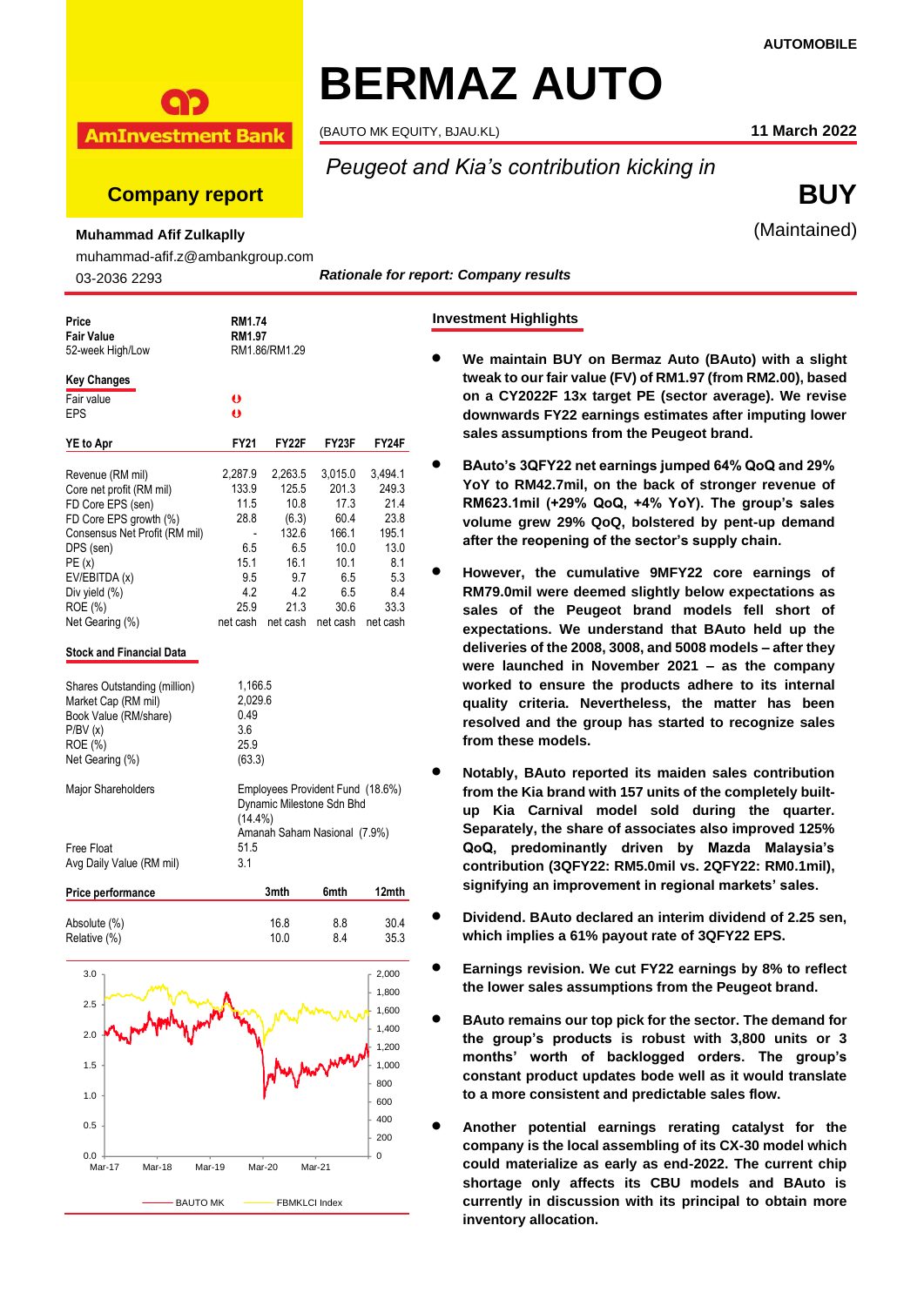AUTOMOBILE

# BERMAZ AUTO

(BAUTO MK EQUITY, BJAU.KL)

11 March 2022

AmInvestment Bank

**Company report**

*Peugeot and Kia's contribution kicking in*

**BUY**

(Maintained)

**Muhammad Afif Zulkaplly**

muhammad-afif.z@ambankgroup.com

03-2036 2293

***Rationale for report: Company results***

| | |
|---|---|
| **Price** | **RM1.74** |
| **Fair Value** | **RM1.97** |
| 52-week High/Low | RM1.86/RM1.29 |

**Key Changes**

| | |
|---|---|
| Fair value | ⇩ |
| EPS | ⇩ |

| **YE to Apr** | **FY21** | **FY22F** | **FY23F** | **FY24F** |
|---|---|---|---|---|
| Revenue (RM mil) | 2,287.9 | 2,263.5 | 3,015.0 | 3,494.1 |
| Core net profit (RM mil) | 133.9 | 125.5 | 201.3 | 249.3 |
| FD Core EPS (sen) | 11.5 | 10.8 | 17.3 | 21.4 |
| FD Core EPS growth (%) | 28.8 | (6.3) | 60.4 | 23.8 |
| Consensus Net Profit (RM mil) | - | 132.6 | 166.1 | 195.1 |
| DPS (sen) | 6.5 | 6.5 | 10.0 | 13.0 |
| PE (x) | 15.1 | 16.1 | 10.1 | 8.1 |
| EV/EBITDA (x) | 9.5 | 9.7 | 6.5 | 5.3 |
| Div yield (%) | 4.2 | 4.2 | 6.5 | 8.4 |
| ROE (%) | 25.9 | 21.3 | 30.6 | 33.3 |
| Net Gearing (%) | net cash | net cash | net cash | net cash |

**Stock and Financial Data**

| | |
|---|---|
| Shares Outstanding (million) | 1,166.5 |
| Market Cap (RM mil) | 2,029.6 |
| Book Value (RM/share) | 0.49 |
| P/BV (x) | 3.6 |
| ROE (%) | 25.9 |
| Net Gearing (%) | (63.3) |
| Major Shareholders | Employees Provident Fund (18.6%)<br>Dynamic Milestone Sdn Bhd (14.4%)<br>Amanah Saham Nasional (7.9%) |
| Free Float | 51.5 |
| Avg Daily Value (RM mil) | 3.1 |

| **Price performance** | **3mth** | **6mth** | **12mth** |
|---|---|---|---|
| Absolute (%) | 16.8 | 8.8 | 30.4 |
| Relative (%) | 10.0 | 8.4 | 35.3 |

## Investment Highlights

- **We maintain BUY on Bermaz Auto (BAuto) with a slight tweak to our fair value (FV) of RM1.97 (from RM2.00), based on a CY2022F 13x target PE (sector average). We revise downwards FY22 earnings estimates after imputing lower sales assumptions from the Peugeot brand.**

- **BAuto's 3QFY22 net earnings jumped 64% QoQ and 29% YoY to RM42.7mil, on the back of stronger revenue of RM623.1mil (+29% QoQ, +4% YoY). The group's sales volume grew 29% QoQ, bolstered by pent-up demand after the reopening of the sector's supply chain.**

- **However, the cumulative 9MFY22 core earnings of RM79.0mil were deemed slightly below expectations as sales of the Peugeot brand models fell short of expectations. We understand that BAuto held up the deliveries of the 2008, 3008, and 5008 models – after they were launched in November 2021 – as the company worked to ensure the products adhere to its internal quality criteria. Nevertheless, the matter has been resolved and the group has started to recognize sales from these models.**

- **Notably, BAuto reported its maiden sales contribution from the Kia brand with 157 units of the completely built-up Kia Carnival model sold during the quarter. Separately, the share of associates also improved 125% QoQ, predominantly driven by Mazda Malaysia's contribution (3QFY22: RM5.0mil vs. 2QFY22: RM0.1mil), signifying an improvement in regional markets' sales.**

- **Dividend. BAuto declared an interim dividend of 2.25 sen, which implies a 61% payout rate of 3QFY22 EPS.**

- **Earnings revision. We cut FY22 earnings by 8% to reflect the lower sales assumptions from the Peugeot brand.**

- **BAuto remains our top pick for the sector. The demand for the group's products is robust with 3,800 units or 3 months' worth of backlogged orders. The group's constant product updates bode well as it would translate to a more consistent and predictable sales flow.**

- **Another potential earnings rerating catalyst for the company is the local assembling of its CX-30 model which could materialize as early as end-2022. The current chip shortage only affects its CBU models and BAuto is currently in discussion with its principal to obtain more inventory allocation.**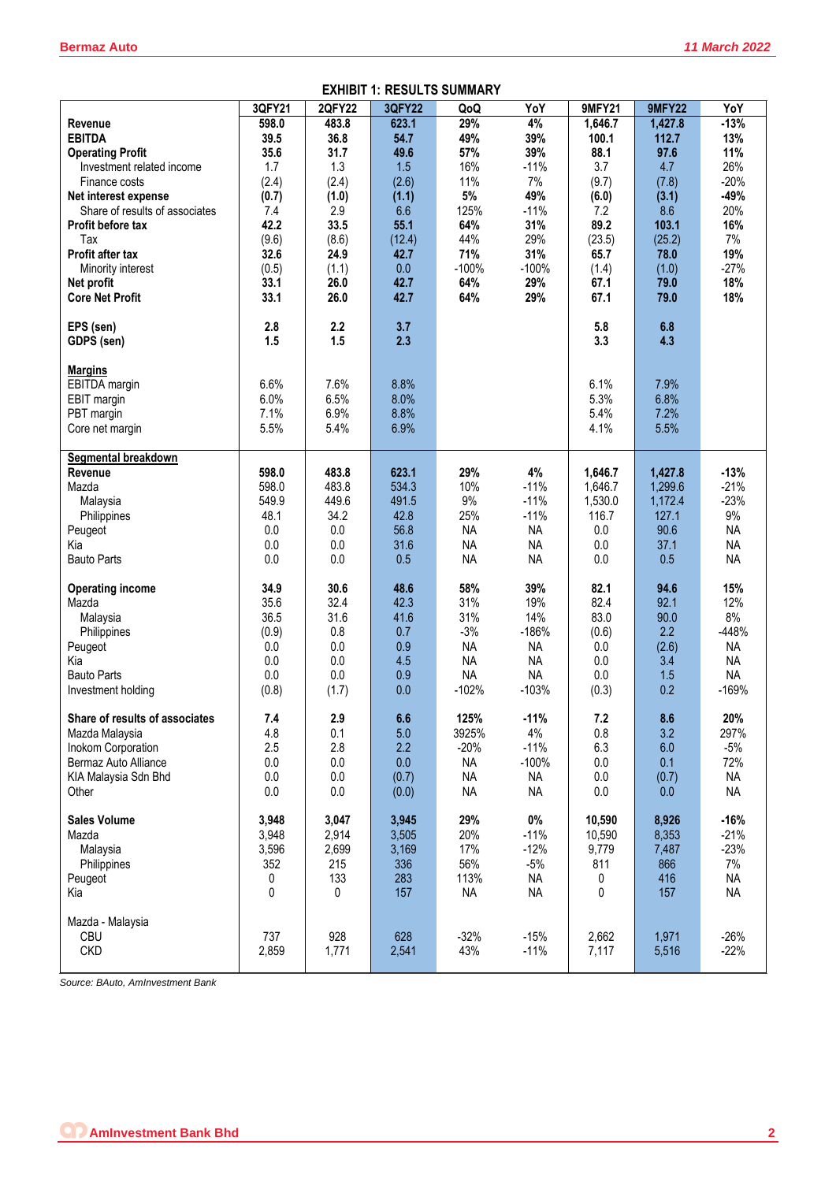**EXHIBIT 1: RESULTS SUMMARY**

| | 3QFY21 | 2QFY22 | 3QFY22 | QoQ | YoY | 9MFY21 | 9MFY22 | YoY |
|---|---|---|---|---|---|---|---|---|
| **Revenue** | **598.0** | **483.8** | **623.1** | **29%** | **4%** | **1,646.7** | **1,427.8** | **-13%** |
| **EBITDA** | **39.5** | **36.8** | **54.7** | **49%** | **39%** | **100.1** | **112.7** | **13%** |
| **Operating Profit** | **35.6** | **31.7** | **49.6** | **57%** | **39%** | **88.1** | **97.6** | **11%** |
| Investment related income | 1.7 | 1.3 | 1.5 | 16% | -11% | 3.7 | 4.7 | 26% |
| Finance costs | (2.4) | (2.4) | (2.6) | 11% | 7% | (9.7) | (7.8) | -20% |
| **Net interest expense** | **(0.7)** | **(1.0)** | **(1.1)** | **5%** | **49%** | **(6.0)** | **(3.1)** | **-49%** |
| Share of results of associates | 7.4 | 2.9 | 6.6 | 125% | -11% | 7.2 | 8.6 | 20% |
| **Profit before tax** | **42.2** | **33.5** | **55.1** | **64%** | **31%** | **89.2** | **103.1** | **16%** |
| Tax | (9.6) | (8.6) | (12.4) | 44% | 29% | (23.5) | (25.2) | 7% |
| **Profit after tax** | **32.6** | **24.9** | **42.7** | **71%** | **31%** | **65.7** | **78.0** | **19%** |
| Minority interest | (0.5) | (1.1) | 0.0 | -100% | -100% | (1.4) | (1.0) | -27% |
| **Net profit** | **33.1** | **26.0** | **42.7** | **64%** | **29%** | **67.1** | **79.0** | **18%** |
| **Core Net Profit** | **33.1** | **26.0** | **42.7** | **64%** | **29%** | **67.1** | **79.0** | **18%** |
| | | | | | | | | |
| **EPS (sen)** | **2.8** | **2.2** | **3.7** | | | **5.8** | **6.8** | |
| **GDPS (sen)** | **1.5** | **1.5** | **2.3** | | | **3.3** | **4.3** | |
| | | | | | | | | |
| **Margins** | | | | | | | | |
| EBITDA margin | 6.6% | 7.6% | 8.8% | | | 6.1% | 7.9% | |
| EBIT margin | 6.0% | 6.5% | 8.0% | | | 5.3% | 6.8% | |
| PBT margin | 7.1% | 6.9% | 8.8% | | | 5.4% | 7.2% | |
| Core net margin | 5.5% | 5.4% | 6.9% | | | 4.1% | 5.5% | |
| | | | | | | | | |
| **Segmental breakdown** | | | | | | | | |
| **Revenue** | **598.0** | **483.8** | **623.1** | **29%** | **4%** | **1,646.7** | **1,427.8** | **-13%** |
| Mazda | 598.0 | 483.8 | 534.3 | 10% | -11% | 1,646.7 | 1,299.6 | -21% |
| Malaysia | 549.9 | 449.6 | 491.5 | 9% | -11% | 1,530.0 | 1,172.4 | -23% |
| Philippines | 48.1 | 34.2 | 42.8 | 25% | -11% | 116.7 | 127.1 | 9% |
| Peugeot | 0.0 | 0.0 | 56.8 | NA | NA | 0.0 | 90.6 | NA |
| Kia | 0.0 | 0.0 | 31.6 | NA | NA | 0.0 | 37.1 | NA |
| Bauto Parts | 0.0 | 0.0 | 0.5 | NA | NA | 0.0 | 0.5 | NA |
| | | | | | | | | |
| **Operating income** | **34.9** | **30.6** | **48.6** | **58%** | **39%** | **82.1** | **94.6** | **15%** |
| Mazda | 35.6 | 32.4 | 42.3 | 31% | 19% | 82.4 | 92.1 | 12% |
| Malaysia | 36.5 | 31.6 | 41.6 | 31% | 14% | 83.0 | 90.0 | 8% |
| Philippines | (0.9) | 0.8 | 0.7 | -3% | -186% | (0.6) | 2.2 | -448% |
| Peugeot | 0.0 | 0.0 | 0.9 | NA | NA | 0.0 | (2.6) | NA |
| Kia | 0.0 | 0.0 | 4.5 | NA | NA | 0.0 | 3.4 | NA |
| Bauto Parts | 0.0 | 0.0 | 0.9 | NA | NA | 0.0 | 1.5 | NA |
| Investment holding | (0.8) | (1.7) | 0.0 | -102% | -103% | (0.3) | 0.2 | -169% |
| | | | | | | | | |
| **Share of results of associates** | **7.4** | **2.9** | **6.6** | **125%** | **-11%** | **7.2** | **8.6** | **20%** |
| Mazda Malaysia | 4.8 | 0.1 | 5.0 | 3925% | 4% | 0.8 | 3.2 | 297% |
| Inokom Corporation | 2.5 | 2.8 | 2.2 | -20% | -11% | 6.3 | 6.0 | -5% |
| Bermaz Auto Alliance | 0.0 | 0.0 | 0.0 | NA | -100% | 0.0 | 0.1 | 72% |
| KIA Malaysia Sdn Bhd | 0.0 | 0.0 | (0.7) | NA | NA | 0.0 | (0.7) | NA |
| Other | 0.0 | 0.0 | (0.0) | NA | NA | 0.0 | 0.0 | NA |
| | | | | | | | | |
| **Sales Volume** | **3,948** | **3,047** | **3,945** | **29%** | **0%** | **10,590** | **8,926** | **-16%** |
| Mazda | 3,948 | 2,914 | 3,505 | 20% | -11% | 10,590 | 8,353 | -21% |
| Malaysia | 3,596 | 2,699 | 3,169 | 17% | -12% | 9,779 | 7,487 | -23% |
| Philippines | 352 | 215 | 336 | 56% | -5% | 811 | 866 | 7% |
| Peugeot | 0 | 133 | 283 | 113% | NA | 0 | 416 | NA |
| Kia | 0 | 0 | 157 | NA | NA | 0 | 157 | NA |
| | | | | | | | | |
| Mazda - Malaysia | | | | | | | | |
| CBU | 737 | 928 | 628 | -32% | -15% | 2,662 | 1,971 | -26% |
| CKD | 2,859 | 1,771 | 2,541 | 43% | -11% | 7,117 | 5,516 | -22% |

*Source: BAuto, AmInvestment Bank*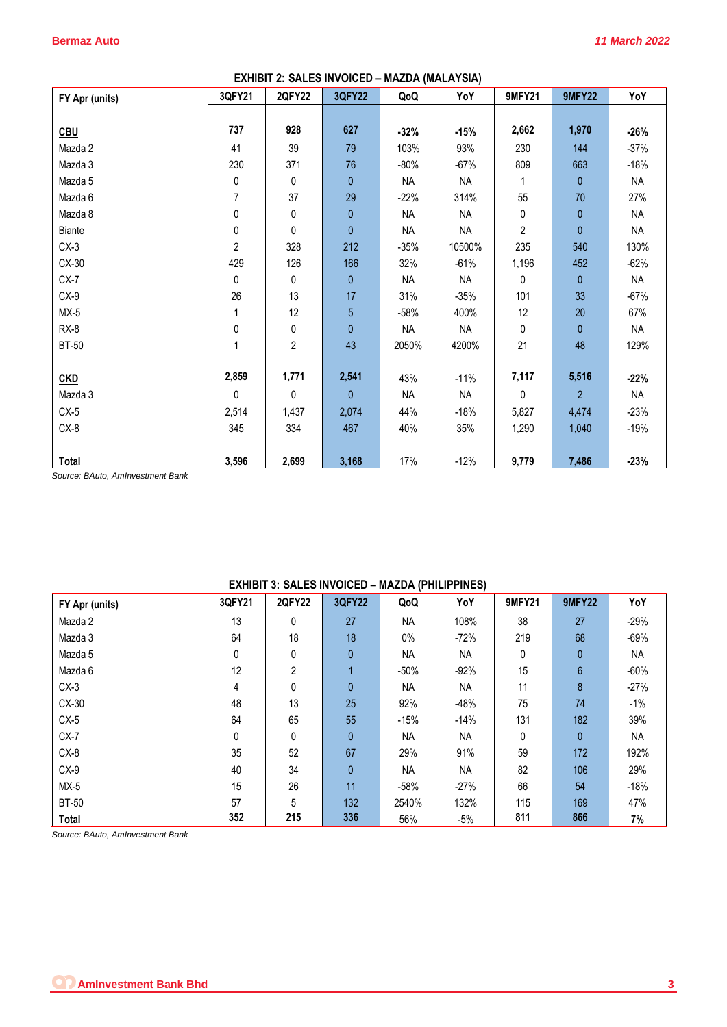**EXHIBIT 2: SALES INVOICED – MAZDA (MALAYSIA)**

| FY Apr (units) | 3QFY21 | 2QFY22 | 3QFY22 | QoQ | YoY | 9MFY21 | 9MFY22 | YoY |
|---|---|---|---|---|---|---|---|---|
| **CBU** | **737** | **928** | **627** | **-32%** | **-15%** | **2,662** | **1,970** | **-26%** |
| Mazda 2 | 41 | 39 | 79 | 103% | 93% | 230 | 144 | -37% |
| Mazda 3 | 230 | 371 | 76 | -80% | -67% | 809 | 663 | -18% |
| Mazda 5 | 0 | 0 | 0 | NA | NA | 1 | 0 | NA |
| Mazda 6 | 7 | 37 | 29 | -22% | 314% | 55 | 70 | 27% |
| Mazda 8 | 0 | 0 | 0 | NA | NA | 0 | 0 | NA |
| Biante | 0 | 0 | 0 | NA | NA | 2 | 0 | NA |
| CX-3 | 2 | 328 | 212 | -35% | 10500% | 235 | 540 | 130% |
| CX-30 | 429 | 126 | 166 | 32% | -61% | 1,196 | 452 | -62% |
| CX-7 | 0 | 0 | 0 | NA | NA | 0 | 0 | NA |
| CX-9 | 26 | 13 | 17 | 31% | -35% | 101 | 33 | -67% |
| MX-5 | 1 | 12 | 5 | -58% | 400% | 12 | 20 | 67% |
| RX-8 | 0 | 0 | 0 | NA | NA | 0 | 0 | NA |
| BT-50 | 1 | 2 | 43 | 2050% | 4200% | 21 | 48 | 129% |
| **CKD** | **2,859** | **1,771** | **2,541** | 43% | -11% | **7,117** | **5,516** | **-22%** |
| Mazda 3 | 0 | 0 | 0 | NA | NA | 0 | 2 | NA |
| CX-5 | 2,514 | 1,437 | 2,074 | 44% | -18% | 5,827 | 4,474 | -23% |
| CX-8 | 345 | 334 | 467 | 40% | 35% | 1,290 | 1,040 | -19% |
| **Total** | **3,596** | **2,699** | **3,168** | 17% | -12% | **9,779** | **7,486** | **-23%** |

*Source: BAuto, AmInvestment Bank*

**EXHIBIT 3: SALES INVOICED – MAZDA (PHILIPPINES)**

| FY Apr (units) | 3QFY21 | 2QFY22 | 3QFY22 | QoQ | YoY | 9MFY21 | 9MFY22 | YoY |
|---|---|---|---|---|---|---|---|---|
| Mazda 2 | 13 | 0 | 27 | NA | 108% | 38 | 27 | -29% |
| Mazda 3 | 64 | 18 | 18 | 0% | -72% | 219 | 68 | -69% |
| Mazda 5 | 0 | 0 | 0 | NA | NA | 0 | 0 | NA |
| Mazda 6 | 12 | 2 | 1 | -50% | -92% | 15 | 6 | -60% |
| CX-3 | 4 | 0 | 0 | NA | NA | 11 | 8 | -27% |
| CX-30 | 48 | 13 | 25 | 92% | -48% | 75 | 74 | -1% |
| CX-5 | 64 | 65 | 55 | -15% | -14% | 131 | 182 | 39% |
| CX-7 | 0 | 0 | 0 | NA | NA | 0 | 0 | NA |
| CX-8 | 35 | 52 | 67 | 29% | 91% | 59 | 172 | 192% |
| CX-9 | 40 | 34 | 0 | NA | NA | 82 | 106 | 29% |
| MX-5 | 15 | 26 | 11 | -58% | -27% | 66 | 54 | -18% |
| BT-50 | 57 | 5 | 132 | 2540% | 132% | 115 | 169 | 47% |
| **Total** | **352** | **215** | **336** | 56% | -5% | **811** | **866** | **7%** |

*Source: BAuto, AmInvestment Bank*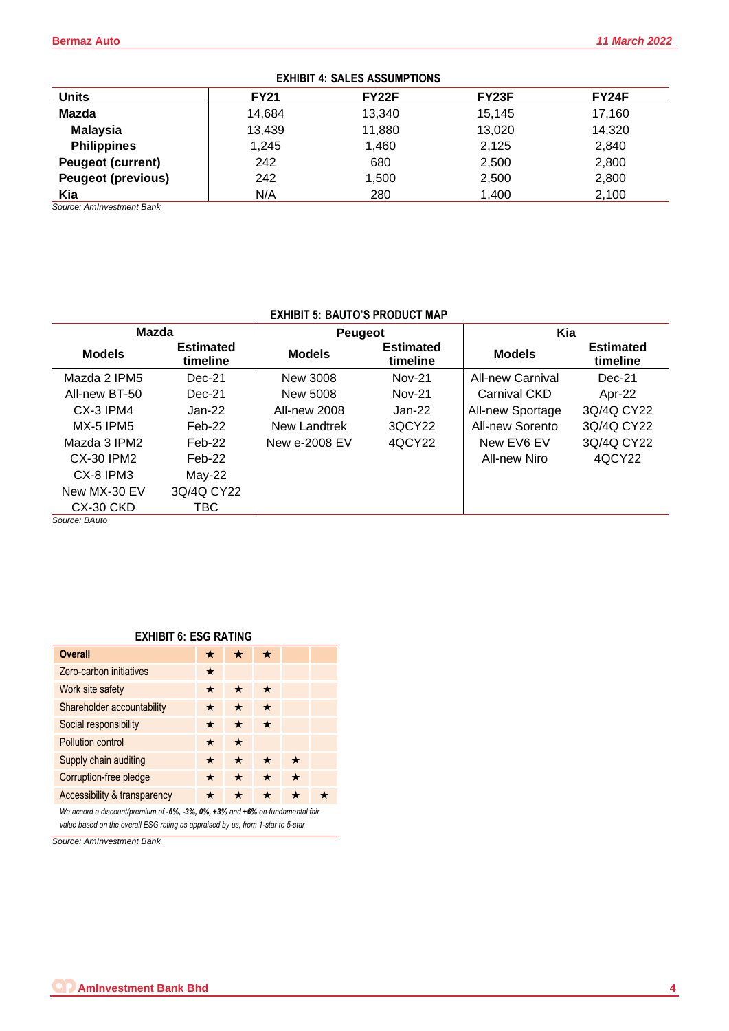**EXHIBIT 4: SALES ASSUMPTIONS**

| Units | FY21 | FY22F | FY23F | FY24F |
|---|---|---|---|---|
| **Mazda** | 14,684 | 13,340 | 15,145 | 17,160 |
| **Malaysia** | 13,439 | 11,880 | 13,020 | 14,320 |
| **Philippines** | 1,245 | 1,460 | 2,125 | 2,840 |
| **Peugeot (current)** | 242 | 680 | 2,500 | 2,800 |
| **Peugeot (previous)** | 242 | 1,500 | 2,500 | 2,800 |
| **Kia** | N/A | 280 | 1,400 | 2,100 |

*Source: AmInvestment Bank*

**EXHIBIT 5: BAUTO'S PRODUCT MAP**

| Mazda | | Peugeot | | Kia | |
|---|---|---|---|---|---|
| **Models** | **Estimated timeline** | **Models** | **Estimated timeline** | **Models** | **Estimated timeline** |
| Mazda 2 IPM5 | Dec-21 | New 3008 | Nov-21 | All-new Carnival | Dec-21 |
| All-new BT-50 | Dec-21 | New 5008 | Nov-21 | Carnival CKD | Apr-22 |
| CX-3 IPM4 | Jan-22 | All-new 2008 | Jan-22 | All-new Sportage | 3Q/4Q CY22 |
| MX-5 IPM5 | Feb-22 | New Landtrek | 3QCY22 | All-new Sorento | 3Q/4Q CY22 |
| Mazda 3 IPM2 | Feb-22 | New e-2008 EV | 4QCY22 | New EV6 EV | 3Q/4Q CY22 |
| CX-30 IPM2 | Feb-22 | | | All-new Niro | 4QCY22 |
| CX-8 IPM3 | May-22 | | | | |
| New MX-30 EV | 3Q/4Q CY22 | | | | |
| CX-30 CKD | TBC | | | | |

*Source: BAuto*

**EXHIBIT 6: ESG RATING**

| | | | | | |
|---|---|---|---|---|---|
| **Overall** | ★ | ★ | ★ | | |
| Zero-carbon initiatives | ★ | | | | |
| Work site safety | ★ | ★ | ★ | | |
| Shareholder accountability | ★ | ★ | ★ | | |
| Social responsibility | ★ | ★ | ★ | | |
| Pollution control | ★ | ★ | | | |
| Supply chain auditing | ★ | ★ | ★ | ★ | |
| Corruption-free pledge | ★ | ★ | ★ | ★ | |
| Accessibility & transparency | ★ | ★ | ★ | ★ | ★ |

*We accord a discount/premium of **-6%, -3%, 0%, +3%** and **+6%** on fundamental fair value based on the overall ESG rating as appraised by us, from 1-star to 5-star*

*Source: AmInvestment Bank*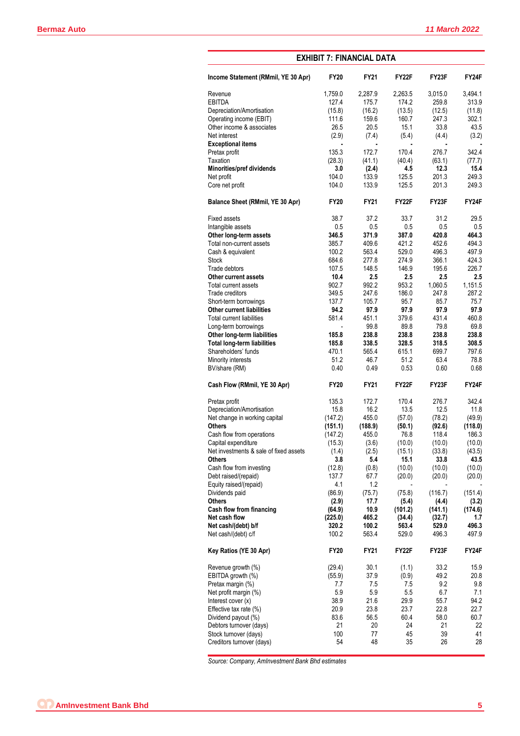## EXHIBIT 7: FINANCIAL DATA

| Income Statement (RMmil, YE 30 Apr) | FY20 | FY21 | FY22F | FY23F | FY24F |
|---|---|---|---|---|---|
| Revenue | 1,759.0 | 2,287.9 | 2,263.5 | 3,015.0 | 3,494.1 |
| EBITDA | 127.4 | 175.7 | 174.2 | 259.8 | 313.9 |
| Depreciation/Amortisation | (15.8) | (16.2) | (13.5) | (12.5) | (11.8) |
| Operating income (EBIT) | 111.6 | 159.6 | 160.7 | 247.3 | 302.1 |
| Other income & associates | 26.5 | 20.5 | 15.1 | 33.8 | 43.5 |
| Net interest | (2.9) | (7.4) | (5.4) | (4.4) | (3.2) |
| **Exceptional items** | - | - | - | - | - |
| Pretax profit | 135.3 | 172.7 | 170.4 | 276.7 | 342.4 |
| Taxation | (28.3) | (41.1) | (40.4) | (63.1) | (77.7) |
| **Minorities/pref dividends** | **3.0** | **(2.4)** | **4.5** | **12.3** | **15.4** |
| Net profit | 104.0 | 133.9 | 125.5 | 201.3 | 249.3 |
| Core net profit | 104.0 | 133.9 | 125.5 | 201.3 | 249.3 |

| Balance Sheet (RMmil, YE 30 Apr) | FY20 | FY21 | FY22F | FY23F | FY24F |
|---|---|---|---|---|---|
| Fixed assets | 38.7 | 37.2 | 33.7 | 31.2 | 29.5 |
| Intangible assets | 0.5 | 0.5 | 0.5 | 0.5 | 0.5 |
| **Other long-term assets** | **346.5** | **371.9** | **387.0** | **420.8** | **464.3** |
| Total non-current assets | 385.7 | 409.6 | 421.2 | 452.6 | 494.3 |
| Cash & equivalent | 100.2 | 563.4 | 529.0 | 496.3 | 497.9 |
| Stock | 684.6 | 277.8 | 274.9 | 366.1 | 424.3 |
| Trade debtors | 107.5 | 148.5 | 146.9 | 195.6 | 226.7 |
| **Other current assets** | **10.4** | **2.5** | **2.5** | **2.5** | **2.5** |
| Total current assets | 902.7 | 992.2 | 953.2 | 1,060.5 | 1,151.5 |
| Trade creditors | 349.5 | 247.6 | 186.0 | 247.8 | 287.2 |
| Short-term borrowings | 137.7 | 105.7 | 95.7 | 85.7 | 75.7 |
| **Other current liabilities** | **94.2** | **97.9** | **97.9** | **97.9** | **97.9** |
| Total current liabilities | 581.4 | 451.1 | 379.6 | 431.4 | 460.8 |
| Long-term borrowings | - | 99.8 | 89.8 | 79.8 | 69.8 |
| **Other long-term liabilities** | **185.8** | **238.8** | **238.8** | **238.8** | **238.8** |
| **Total long-term liabilities** | **185.8** | **338.5** | **328.5** | **318.5** | **308.5** |
| Shareholders' funds | 470.1 | 565.4 | 615.1 | 699.7 | 797.6 |
| Minority interests | 51.2 | 46.7 | 51.2 | 63.4 | 78.8 |
| BV/share (RM) | 0.40 | 0.49 | 0.53 | 0.60 | 0.68 |

| Cash Flow (RMmil, YE 30 Apr) | FY20 | FY21 | FY22F | FY23F | FY24F |
|---|---|---|---|---|---|
| Pretax profit | 135.3 | 172.7 | 170.4 | 276.7 | 342.4 |
| Depreciation/Amortisation | 15.8 | 16.2 | 13.5 | 12.5 | 11.8 |
| Net change in working capital | (147.2) | 455.0 | (57.0) | (78.2) | (49.9) |
| **Others** | **(151.1)** | **(188.9)** | **(50.1)** | **(92.6)** | **(118.0)** |
| Cash flow from operations | (147.2) | 455.0 | 76.8 | 118.4 | 186.3 |
| Capital expenditure | (15.3) | (3.6) | (10.0) | (10.0) | (10.0) |
| Net investments & sale of fixed assets | (1.4) | (2.5) | (15.1) | (33.8) | (43.5) |
| **Others** | **3.8** | **5.4** | **15.1** | **33.8** | **43.5** |
| Cash flow from investing | (12.8) | (0.8) | (10.0) | (10.0) | (10.0) |
| Debt raised/(repaid) | 137.7 | 67.7 | (20.0) | (20.0) | (20.0) |
| Equity raised/(repaid) | 4.1 | 1.2 | - | - | - |
| Dividends paid | (86.9) | (75.7) | (75.8) | (116.7) | (151.4) |
| **Others** | **(2.9)** | **17.7** | **(5.4)** | **(4.4)** | **(3.2)** |
| **Cash flow from financing** | **(64.9)** | **10.9** | **(101.2)** | **(141.1)** | **(174.6)** |
| **Net cash flow** | **(225.0)** | **465.2** | **(34.4)** | **(32.7)** | **1.7** |
| **Net cash/(debt) b/f** | **320.2** | **100.2** | **563.4** | **529.0** | **496.3** |
| Net cash/(debt) c/f | 100.2 | 563.4 | 529.0 | 496.3 | 497.9 |

| Key Ratios (YE 30 Apr) | FY20 | FY21 | FY22F | FY23F | FY24F |
|---|---|---|---|---|---|
| Revenue growth (%) | (29.4) | 30.1 | (1.1) | 33.2 | 15.9 |
| EBITDA growth (%) | (55.9) | 37.9 | (0.9) | 49.2 | 20.8 |
| Pretax margin (%) | 7.7 | 7.5 | 7.5 | 9.2 | 9.8 |
| Net profit margin (%) | 5.9 | 5.9 | 5.5 | 6.7 | 7.1 |
| Interest cover (x) | 38.9 | 21.6 | 29.9 | 55.7 | 94.2 |
| Effective tax rate (%) | 20.9 | 23.8 | 23.7 | 22.8 | 22.7 |
| Dividend payout (%) | 83.6 | 56.5 | 60.4 | 58.0 | 60.7 |
| Debtors turnover (days) | 21 | 20 | 24 | 21 | 22 |
| Stock turnover (days) | 100 | 77 | 45 | 39 | 41 |
| Creditors turnover (days) | 54 | 48 | 35 | 26 | 28 |

*Source: Company, AmInvestment Bank Bhd estimates*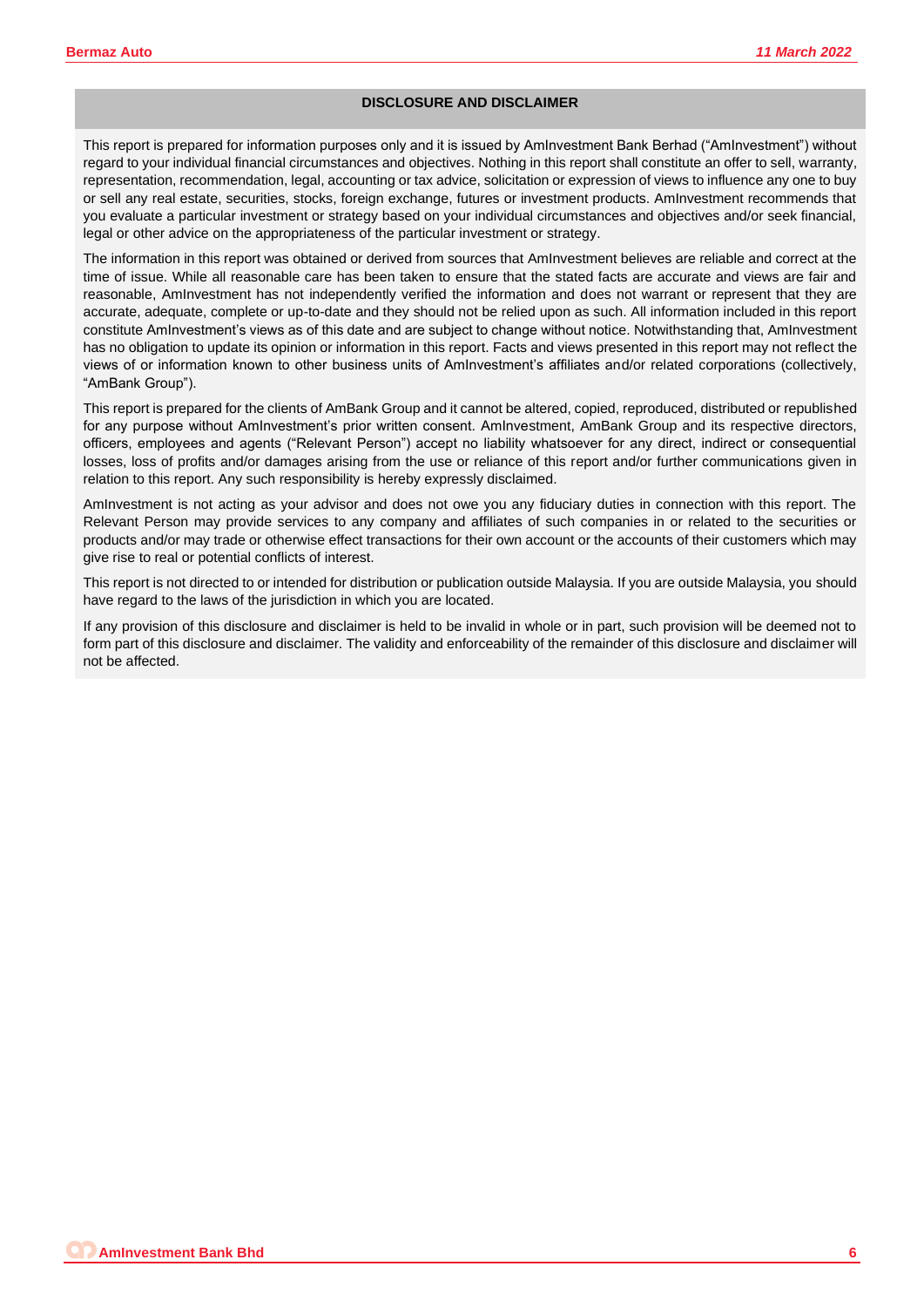## DISCLOSURE AND DISCLAIMER

This report is prepared for information purposes only and it is issued by AmInvestment Bank Berhad ("AmInvestment") without regard to your individual financial circumstances and objectives. Nothing in this report shall constitute an offer to sell, warranty, representation, recommendation, legal, accounting or tax advice, solicitation or expression of views to influence any one to buy or sell any real estate, securities, stocks, foreign exchange, futures or investment products. AmInvestment recommends that you evaluate a particular investment or strategy based on your individual circumstances and objectives and/or seek financial, legal or other advice on the appropriateness of the particular investment or strategy.

The information in this report was obtained or derived from sources that AmInvestment believes are reliable and correct at the time of issue. While all reasonable care has been taken to ensure that the stated facts are accurate and views are fair and reasonable, AmInvestment has not independently verified the information and does not warrant or represent that they are accurate, adequate, complete or up-to-date and they should not be relied upon as such. All information included in this report constitute AmInvestment's views as of this date and are subject to change without notice. Notwithstanding that, AmInvestment has no obligation to update its opinion or information in this report. Facts and views presented in this report may not reflect the views of or information known to other business units of AmInvestment's affiliates and/or related corporations (collectively, "AmBank Group").

This report is prepared for the clients of AmBank Group and it cannot be altered, copied, reproduced, distributed or republished for any purpose without AmInvestment's prior written consent. AmInvestment, AmBank Group and its respective directors, officers, employees and agents ("Relevant Person") accept no liability whatsoever for any direct, indirect or consequential losses, loss of profits and/or damages arising from the use or reliance of this report and/or further communications given in relation to this report. Any such responsibility is hereby expressly disclaimed.

AmInvestment is not acting as your advisor and does not owe you any fiduciary duties in connection with this report. The Relevant Person may provide services to any company and affiliates of such companies in or related to the securities or products and/or may trade or otherwise effect transactions for their own account or the accounts of their customers which may give rise to real or potential conflicts of interest.

This report is not directed to or intended for distribution or publication outside Malaysia. If you are outside Malaysia, you should have regard to the laws of the jurisdiction in which you are located.

If any provision of this disclosure and disclaimer is held to be invalid in whole or in part, such provision will be deemed not to form part of this disclosure and disclaimer. The validity and enforceability of the remainder of this disclosure and disclaimer will not be affected.